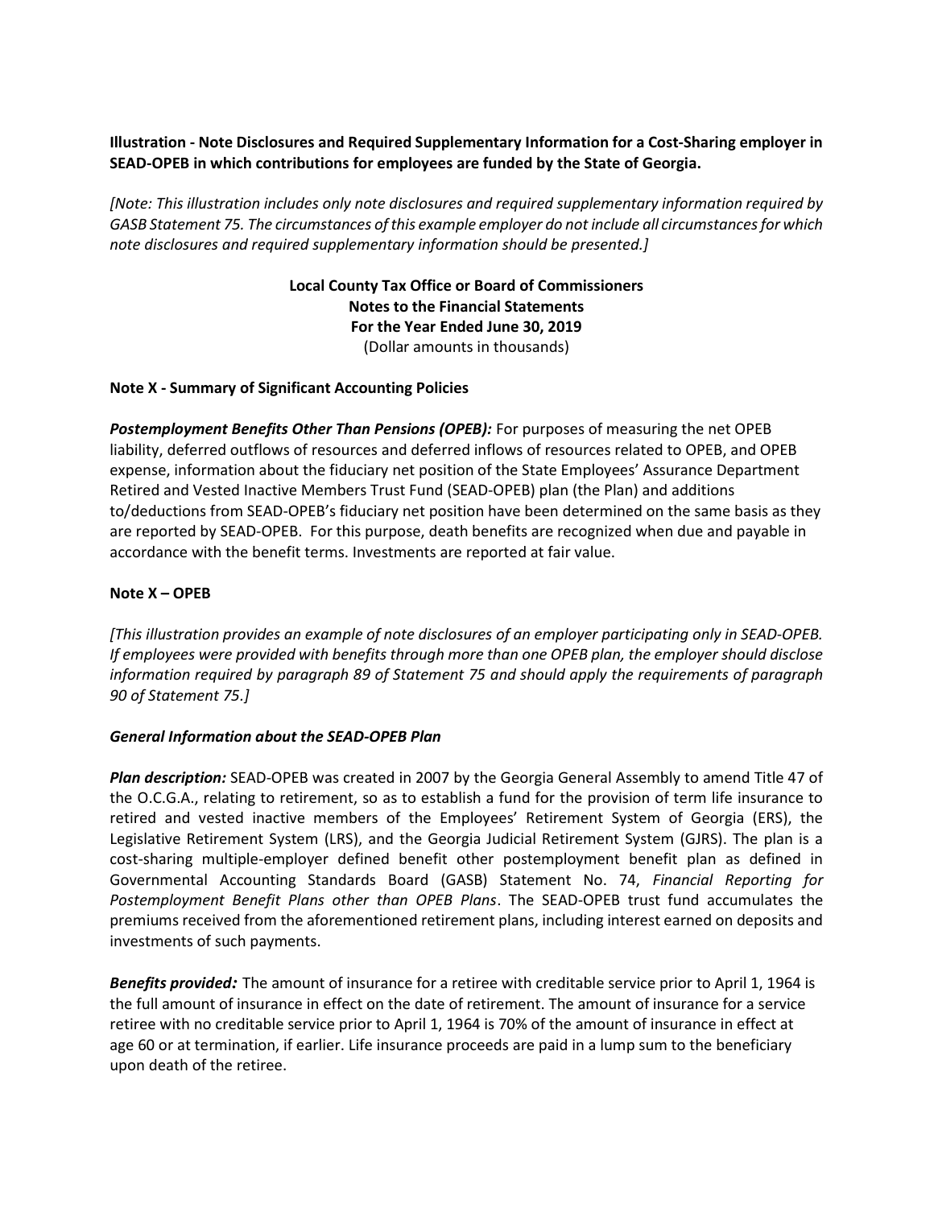**Illustration - Note Disclosures and Required Supplementary Information for a Cost-Sharing employer in SEAD-OPEB in which contributions for employees are funded by the State of Georgia.**

*[Note: This illustration includes only note disclosures and required supplementary information required by GASB Statement 75. The circumstances of this example employer do not include all circumstances for which note disclosures and required supplementary information should be presented.]*

**Local County Tax Office or Board of Commissioners**
**Notes to the Financial Statements**
**For the Year Ended June 30, 2019**
(Dollar amounts in thousands)

**Note X - Summary of Significant Accounting Policies**

***Postemployment Benefits Other Than Pensions (OPEB):*** For purposes of measuring the net OPEB liability, deferred outflows of resources and deferred inflows of resources related to OPEB, and OPEB expense, information about the fiduciary net position of the State Employees' Assurance Department Retired and Vested Inactive Members Trust Fund (SEAD-OPEB) plan (the Plan) and additions to/deductions from SEAD-OPEB's fiduciary net position have been determined on the same basis as they are reported by SEAD-OPEB. For this purpose, death benefits are recognized when due and payable in accordance with the benefit terms. Investments are reported at fair value.

**Note X – OPEB**

*[This illustration provides an example of note disclosures of an employer participating only in SEAD-OPEB. If employees were provided with benefits through more than one OPEB plan, the employer should disclose information required by paragraph 89 of Statement 75 and should apply the requirements of paragraph 90 of Statement 75.]*

***General Information about the SEAD-OPEB Plan***

***Plan description:*** SEAD-OPEB was created in 2007 by the Georgia General Assembly to amend Title 47 of the O.C.G.A., relating to retirement, so as to establish a fund for the provision of term life insurance to retired and vested inactive members of the Employees' Retirement System of Georgia (ERS), the Legislative Retirement System (LRS), and the Georgia Judicial Retirement System (GJRS). The plan is a cost-sharing multiple-employer defined benefit other postemployment benefit plan as defined in Governmental Accounting Standards Board (GASB) Statement No. 74, *Financial Reporting for Postemployment Benefit Plans other than OPEB Plans*. The SEAD-OPEB trust fund accumulates the premiums received from the aforementioned retirement plans, including interest earned on deposits and investments of such payments.

***Benefits provided:*** The amount of insurance for a retiree with creditable service prior to April 1, 1964 is the full amount of insurance in effect on the date of retirement. The amount of insurance for a service retiree with no creditable service prior to April 1, 1964 is 70% of the amount of insurance in effect at age 60 or at termination, if earlier. Life insurance proceeds are paid in a lump sum to the beneficiary upon death of the retiree.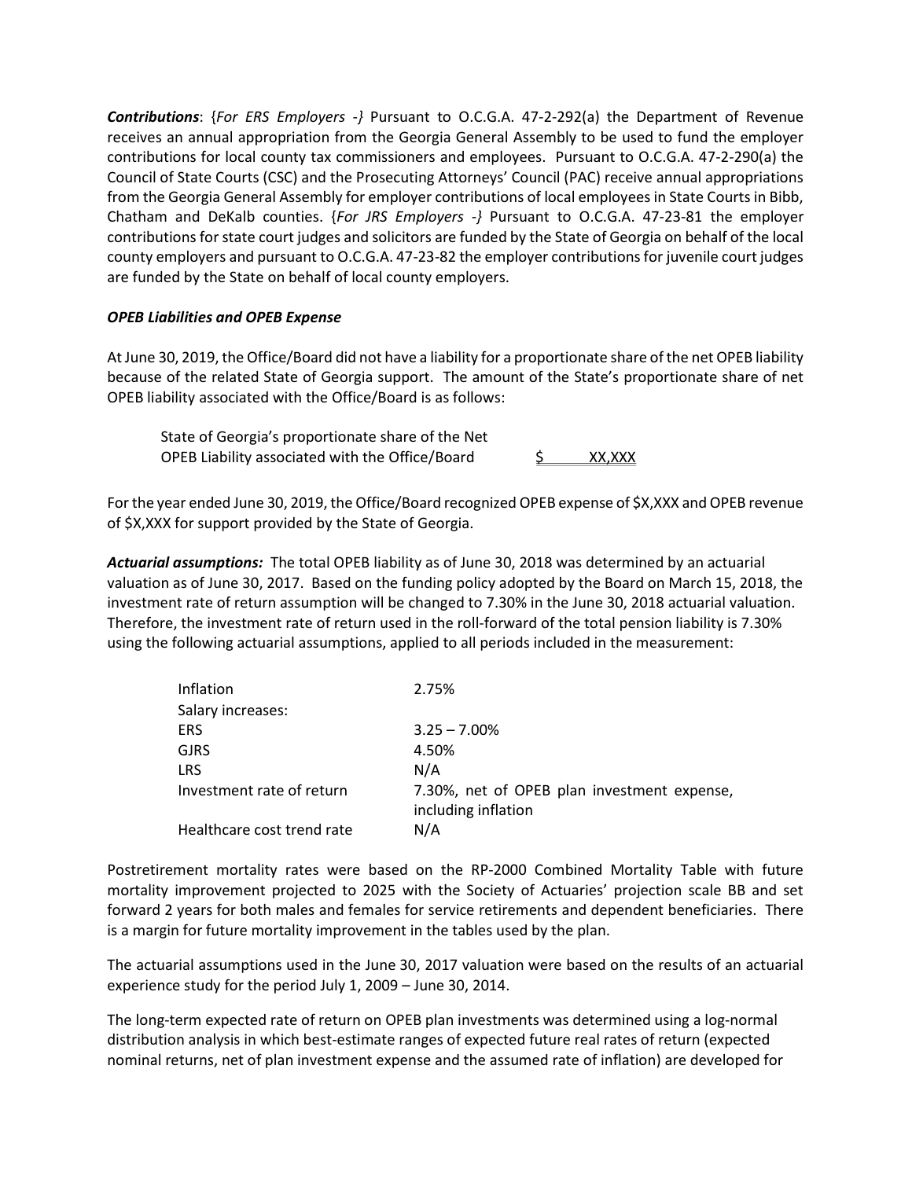***Contributions***: {*For ERS Employers -}* Pursuant to O.C.G.A. 47-2-292(a) the Department of Revenue receives an annual appropriation from the Georgia General Assembly to be used to fund the employer contributions for local county tax commissioners and employees. Pursuant to O.C.G.A. 47-2-290(a) the Council of State Courts (CSC) and the Prosecuting Attorneys' Council (PAC) receive annual appropriations from the Georgia General Assembly for employer contributions of local employees in State Courts in Bibb, Chatham and DeKalb counties. {*For JRS Employers -}* Pursuant to O.C.G.A. 47-23-81 the employer contributions for state court judges and solicitors are funded by the State of Georgia on behalf of the local county employers and pursuant to O.C.G.A. 47-23-82 the employer contributions for juvenile court judges are funded by the State on behalf of local county employers.

***OPEB Liabilities and OPEB Expense***

At June 30, 2019, the Office/Board did not have a liability for a proportionate share of the net OPEB liability because of the related State of Georgia support. The amount of the State's proportionate share of net OPEB liability associated with the Office/Board is as follows:

| | |
|---|---|
| State of Georgia's proportionate share of the Net OPEB Liability associated with the Office/Board | $ XX,XXX |

For the year ended June 30, 2019, the Office/Board recognized OPEB expense of $X,XXX and OPEB revenue of $X,XXX for support provided by the State of Georgia.

***Actuarial assumptions:*** The total OPEB liability as of June 30, 2018 was determined by an actuarial valuation as of June 30, 2017. Based on the funding policy adopted by the Board on March 15, 2018, the investment rate of return assumption will be changed to 7.30% in the June 30, 2018 actuarial valuation. Therefore, the investment rate of return used in the roll-forward of the total pension liability is 7.30% using the following actuarial assumptions, applied to all periods included in the measurement:

| | |
|---|---|
| Inflation | 2.75% |
| Salary increases: | |
| ERS | 3.25 – 7.00% |
| GJRS | 4.50% |
| LRS | N/A |
| Investment rate of return | 7.30%, net of OPEB plan investment expense, including inflation |
| Healthcare cost trend rate | N/A |

Postretirement mortality rates were based on the RP-2000 Combined Mortality Table with future mortality improvement projected to 2025 with the Society of Actuaries' projection scale BB and set forward 2 years for both males and females for service retirements and dependent beneficiaries. There is a margin for future mortality improvement in the tables used by the plan.

The actuarial assumptions used in the June 30, 2017 valuation were based on the results of an actuarial experience study for the period July 1, 2009 – June 30, 2014.

The long-term expected rate of return on OPEB plan investments was determined using a log-normal distribution analysis in which best-estimate ranges of expected future real rates of return (expected nominal returns, net of plan investment expense and the assumed rate of inflation) are developed for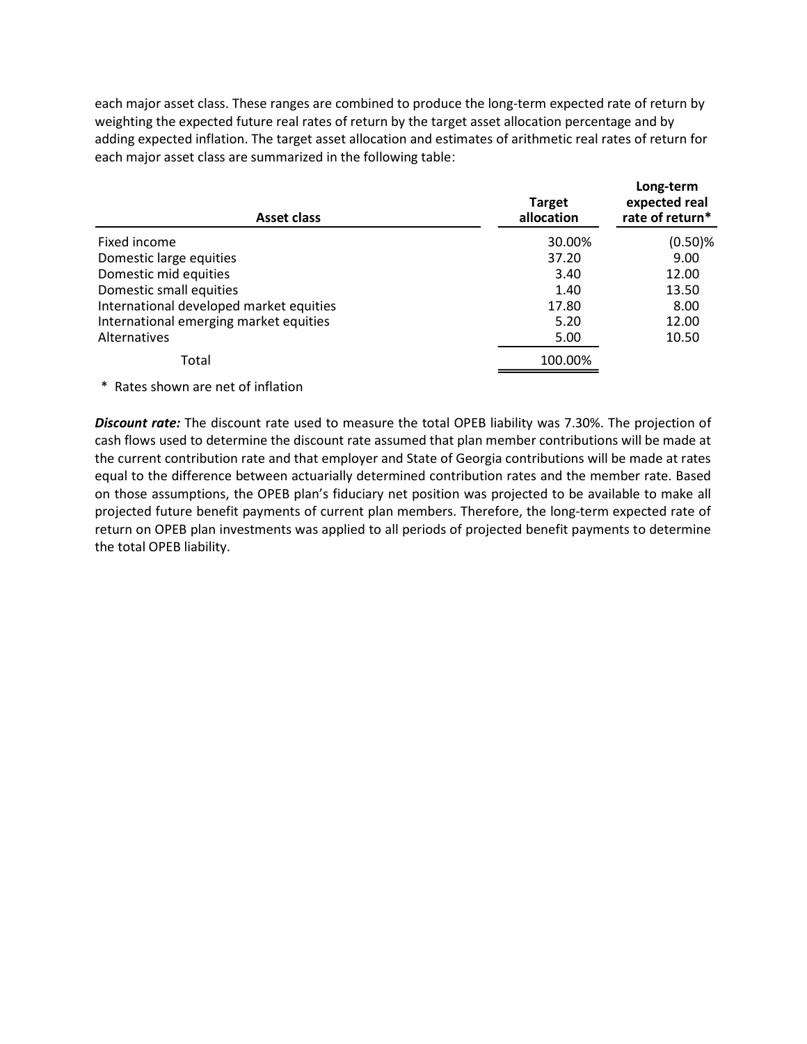each major asset class. These ranges are combined to produce the long-term expected rate of return by weighting the expected future real rates of return by the target asset allocation percentage and by adding expected inflation. The target asset allocation and estimates of arithmetic real rates of return for each major asset class are summarized in the following table:

| Asset class | Target allocation | Long-term expected real rate of return* |
|---|---|---|
| Fixed income | 30.00% | (0.50)% |
| Domestic large equities | 37.20 | 9.00 |
| Domestic mid equities | 3.40 | 12.00 |
| Domestic small equities | 1.40 | 13.50 |
| International developed market equities | 17.80 | 8.00 |
| International emerging market equities | 5.20 | 12.00 |
| Alternatives | 5.00 | 10.50 |
| Total | 100.00% | |

* Rates shown are net of inflation

***Discount rate:*** The discount rate used to measure the total OPEB liability was 7.30%. The projection of cash flows used to determine the discount rate assumed that plan member contributions will be made at the current contribution rate and that employer and State of Georgia contributions will be made at rates equal to the difference between actuarially determined contribution rates and the member rate. Based on those assumptions, the OPEB plan's fiduciary net position was projected to be available to make all projected future benefit payments of current plan members. Therefore, the long-term expected rate of return on OPEB plan investments was applied to all periods of projected benefit payments to determine the total OPEB liability.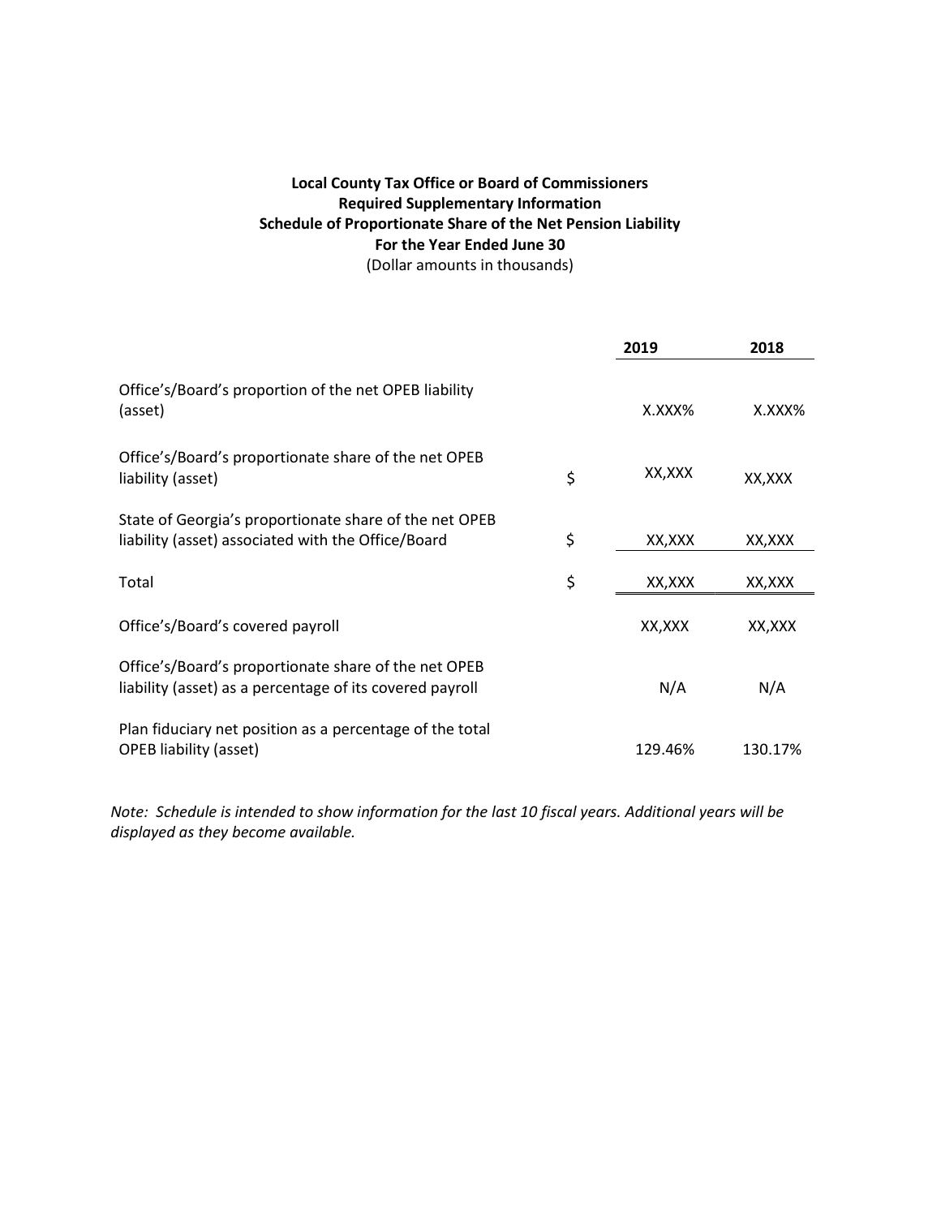**Local County Tax Office or Board of Commissioners**
**Required Supplementary Information**
**Schedule of Proportionate Share of the Net Pension Liability**
**For the Year Ended June 30**
(Dollar amounts in thousands)

| | | 2019 | 2018 |
|---|---|---|---|
| Office's/Board's proportion of the net OPEB liability (asset) | | X.XXX% | X.XXX% |
| Office's/Board's proportionate share of the net OPEB liability (asset) | $ | XX,XXX | XX,XXX |
| State of Georgia's proportionate share of the net OPEB liability (asset) associated with the Office/Board | $ | XX,XXX | XX,XXX |
| Total | $ | XX,XXX | XX,XXX |
| Office's/Board's covered payroll | | XX,XXX | XX,XXX |
| Office's/Board's proportionate share of the net OPEB liability (asset) as a percentage of its covered payroll | | N/A | N/A |
| Plan fiduciary net position as a percentage of the total OPEB liability (asset) | | 129.46% | 130.17% |

*Note: Schedule is intended to show information for the last 10 fiscal years. Additional years will be displayed as they become available.*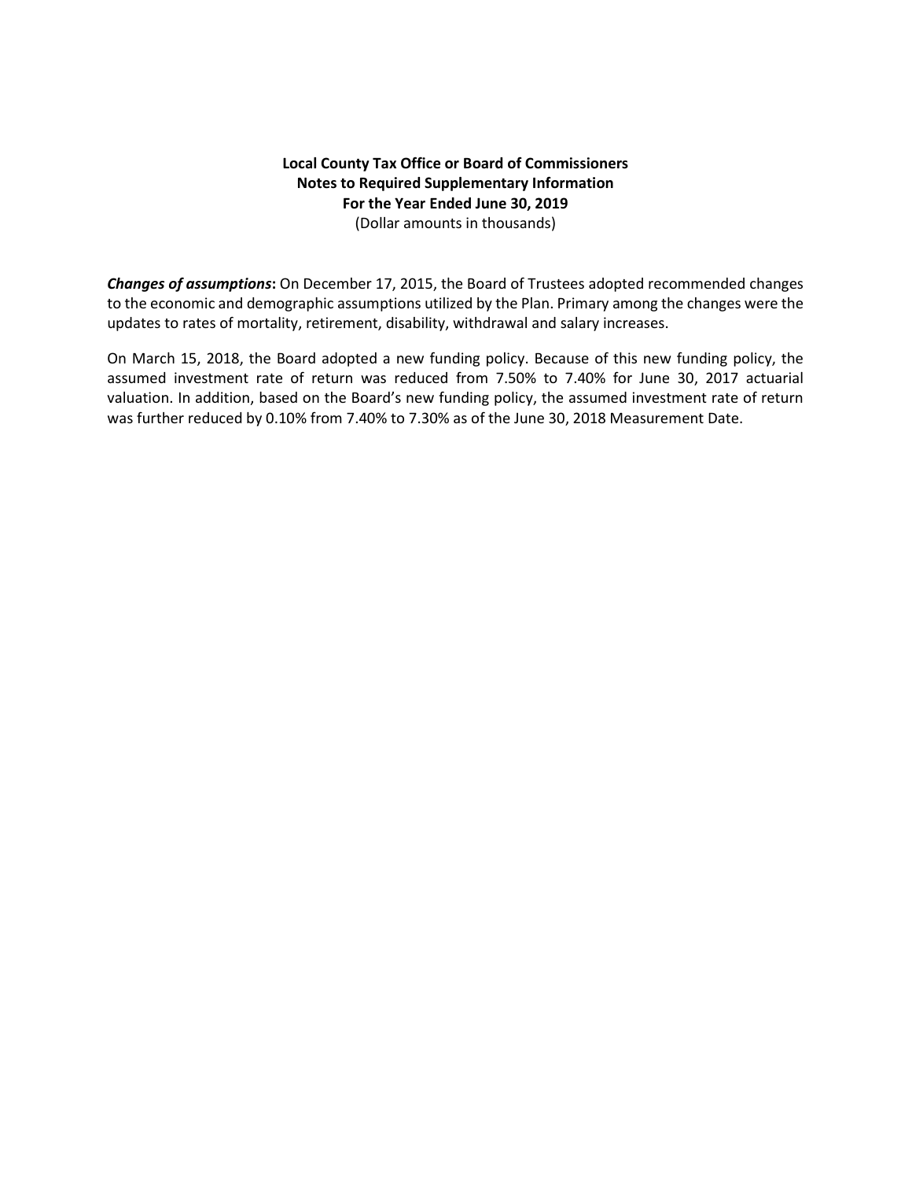**Local County Tax Office or Board of Commissioners**
**Notes to Required Supplementary Information**
**For the Year Ended June 30, 2019**
(Dollar amounts in thousands)

***Changes of assumptions*:** On December 17, 2015, the Board of Trustees adopted recommended changes to the economic and demographic assumptions utilized by the Plan. Primary among the changes were the updates to rates of mortality, retirement, disability, withdrawal and salary increases.

On March 15, 2018, the Board adopted a new funding policy. Because of this new funding policy, the assumed investment rate of return was reduced from 7.50% to 7.40% for June 30, 2017 actuarial valuation. In addition, based on the Board's new funding policy, the assumed investment rate of return was further reduced by 0.10% from 7.40% to 7.30% as of the June 30, 2018 Measurement Date.